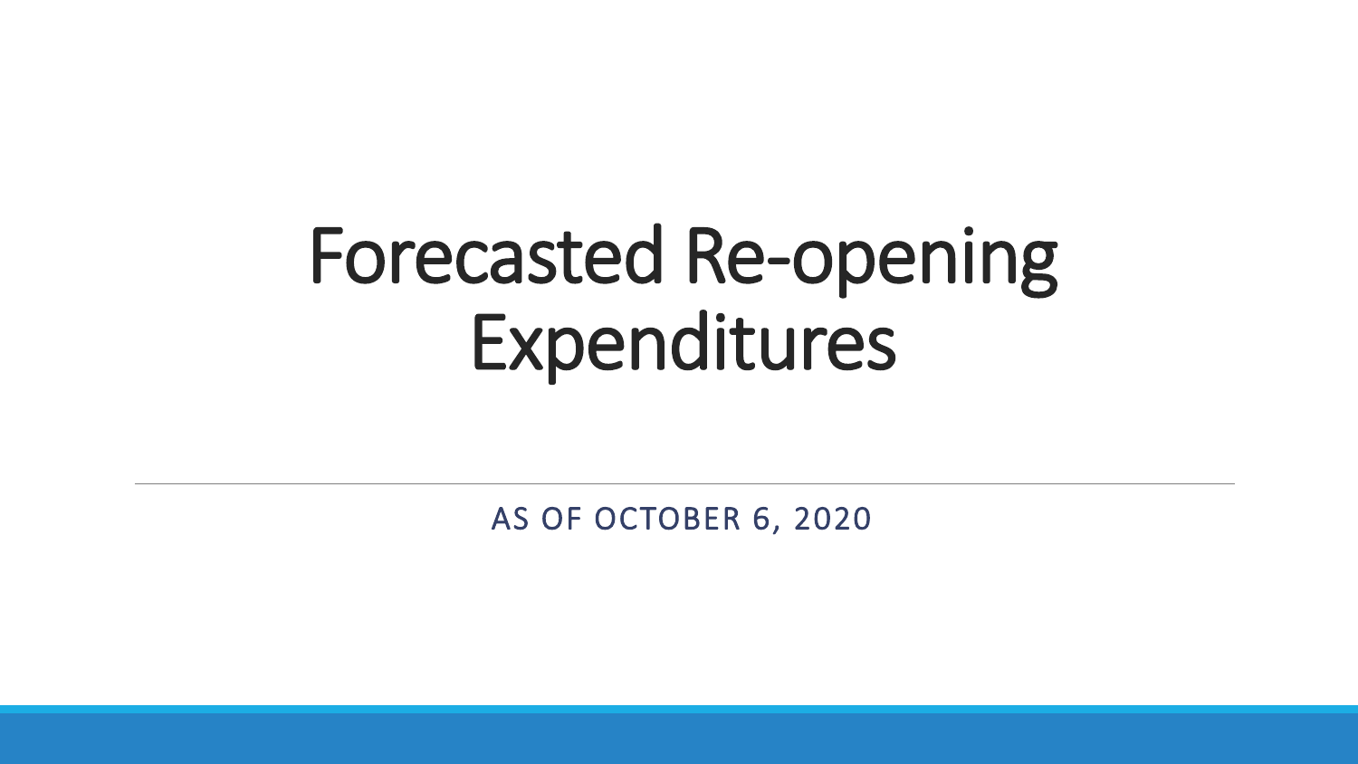# Forecasted Re-opening Expenditures

AS OF OCTOBER 6, 2020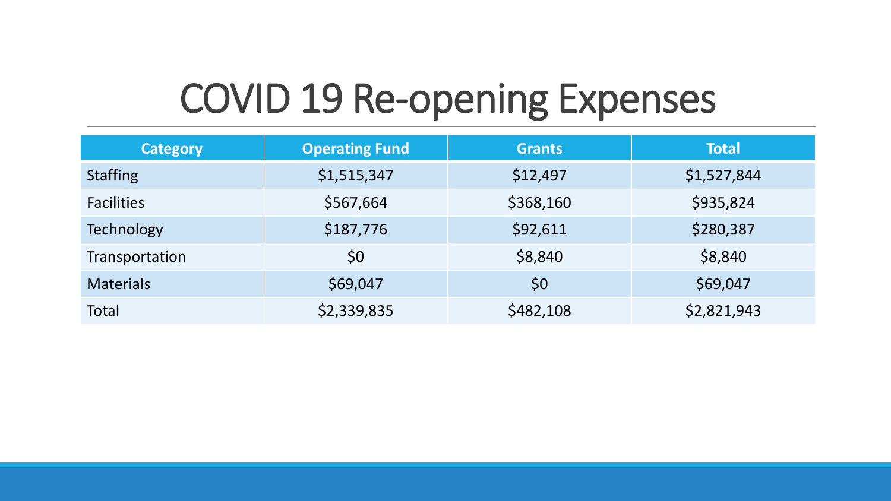# COVID 19 Re-opening Expenses

| Category | Operating Fund | Grants | Total |
| --- | --- | --- | --- |
| Staffing | $1,515,347 | $12,497 | $1,527,844 |
| Facilities | $567,664 | $368,160 | $935,824 |
| Technology | $187,776 | $92,611 | $280,387 |
| Transportation | $0 | $8,840 | $8,840 |
| Materials | $69,047 | $0 | $69,047 |
| Total | $2,339,835 | $482,108 | $2,821,943 |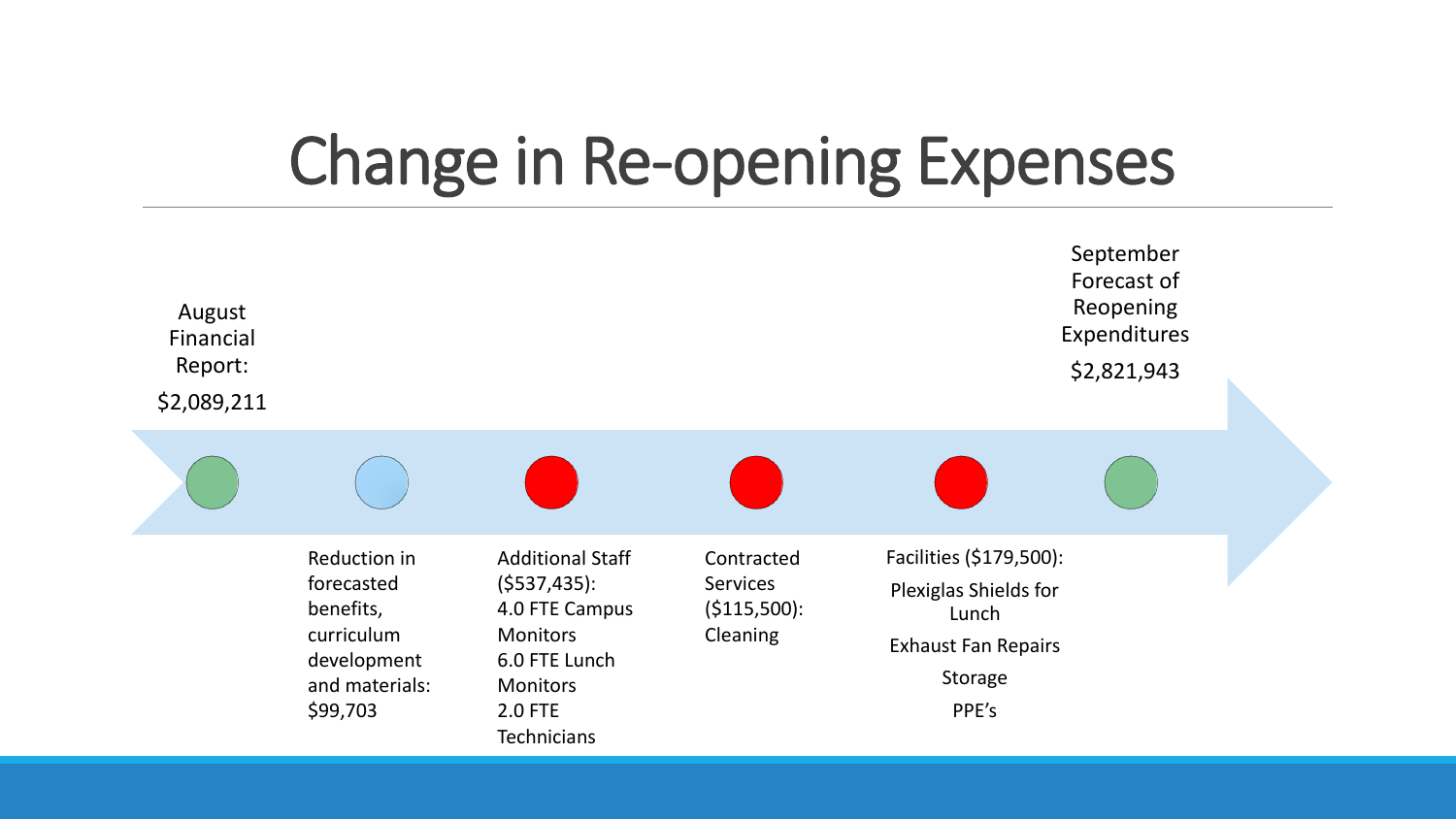# Change in Re-opening Expenses

August Financial Report: $2,089,211

- Reduction in forecasted benefits, curriculum development and materials: $99,703
- Additional Staff ($537,435): 4.0 FTE Campus Monitors, 6.0 FTE Lunch Monitors, 2.0 FTE Technicians
- Contracted Services ($115,500): Cleaning
- Facilities ($179,500):
  - Plexiglas Shields for Lunch
  - Exhaust Fan Repairs
  - Storage
  - PPE's

September Forecast of Reopening Expenditures: $2,821,943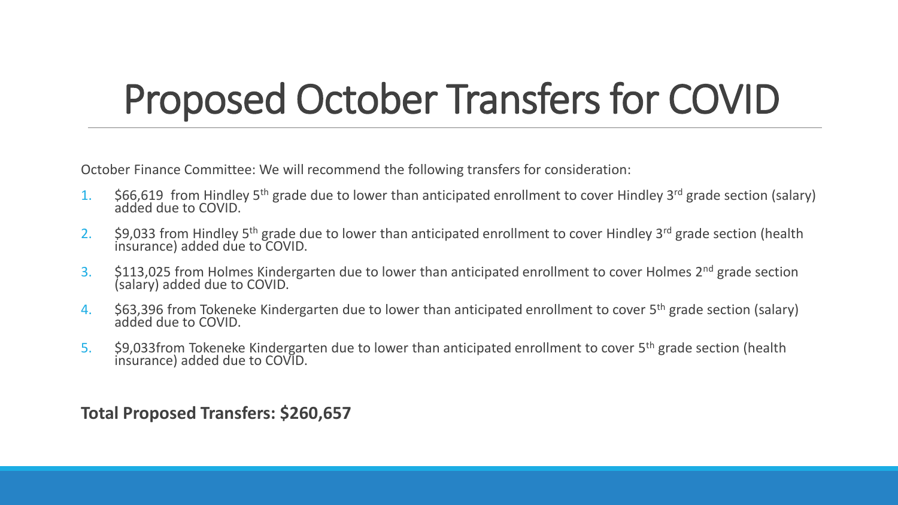# Proposed October Transfers for COVID

October Finance Committee: We will recommend the following transfers for consideration:

1. \$66,619 from Hindley 5th grade due to lower than anticipated enrollment to cover Hindley 3rd grade section (salary) added due to COVID.
2. \$9,033 from Hindley 5th grade due to lower than anticipated enrollment to cover Hindley 3rd grade section (health insurance) added due to COVID.
3. \$113,025 from Holmes Kindergarten due to lower than anticipated enrollment to cover Holmes 2nd grade section (salary) added due to COVID.
4. \$63,396 from Tokeneke Kindergarten due to lower than anticipated enrollment to cover 5th grade section (salary) added due to COVID.
5. \$9,033from Tokeneke Kindergarten due to lower than anticipated enrollment to cover 5th grade section (health insurance) added due to COVID.

**Total Proposed Transfers: \$260,657**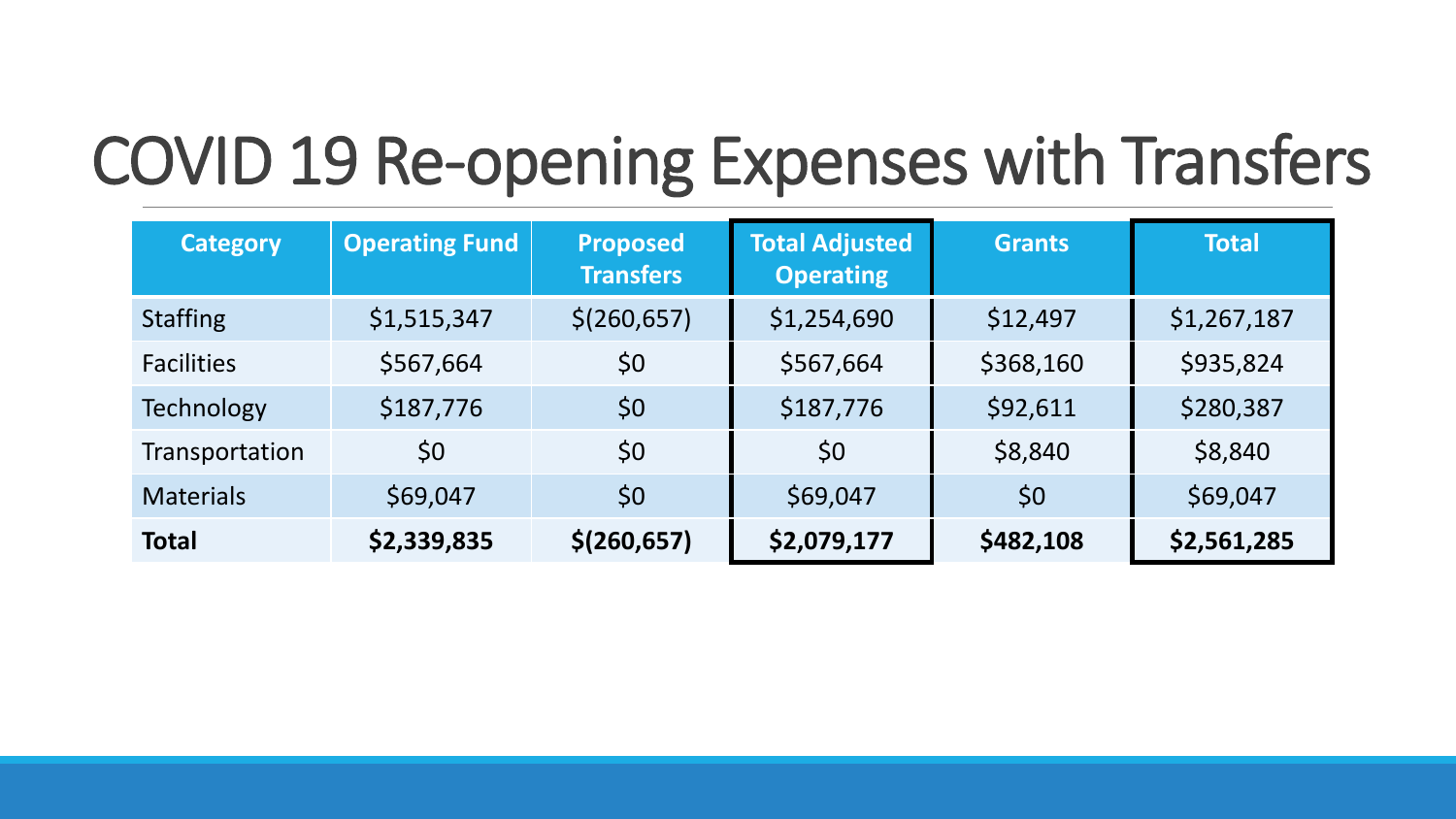# COVID 19 Re-opening Expenses with Transfers

| Category | Operating Fund | Proposed Transfers | Total Adjusted Operating | Grants | Total |
|---|---|---|---|---|---|
| Staffing | $1,515,347 | $(260,657) | $1,254,690 | $12,497 | $1,267,187 |
| Facilities | $567,664 | $0 | $567,664 | $368,160 | $935,824 |
| Technology | $187,776 | $0 | $187,776 | $92,611 | $280,387 |
| Transportation | $0 | $0 | $0 | $8,840 | $8,840 |
| Materials | $69,047 | $0 | $69,047 | $0 | $69,047 |
| **Total** | **$2,339,835** | **$(260,657)** | **$2,079,177** | **$482,108** | **$2,561,285** |